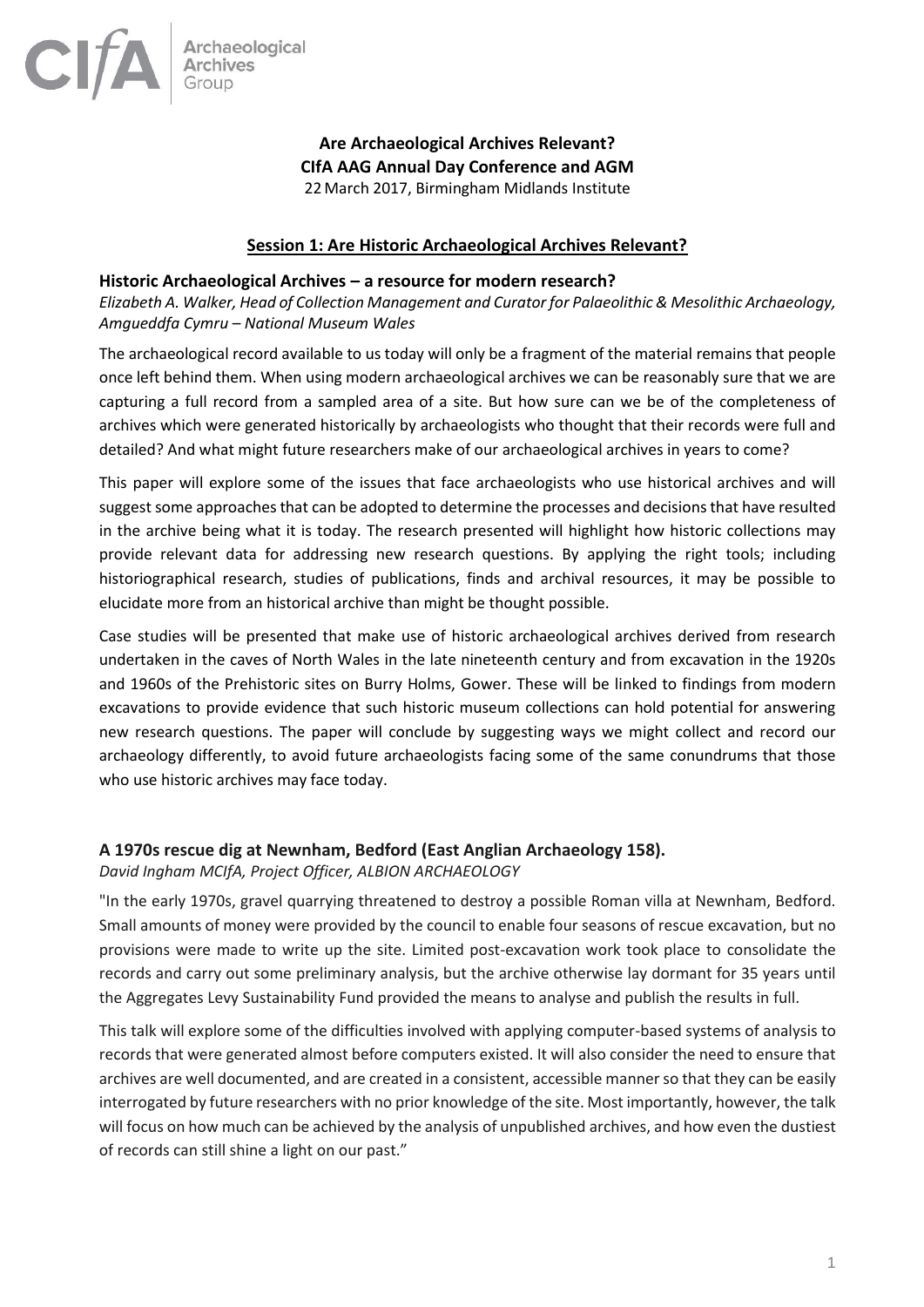**Are Archaeological Archives Relevant?**
**CIfA AAG Annual Day Conference and AGM**
22 March 2017, Birmingham Midlands Institute

## Session 1: Are Historic Archaeological Archives Relevant?

### Historic Archaeological Archives – a resource for modern research?

*Elizabeth A. Walker, Head of Collection Management and Curator for Palaeolithic & Mesolithic Archaeology, Amgueddfa Cymru – National Museum Wales*

The archaeological record available to us today will only be a fragment of the material remains that people once left behind them. When using modern archaeological archives we can be reasonably sure that we are capturing a full record from a sampled area of a site. But how sure can we be of the completeness of archives which were generated historically by archaeologists who thought that their records were full and detailed? And what might future researchers make of our archaeological archives in years to come?

This paper will explore some of the issues that face archaeologists who use historical archives and will suggest some approaches that can be adopted to determine the processes and decisions that have resulted in the archive being what it is today. The research presented will highlight how historic collections may provide relevant data for addressing new research questions. By applying the right tools; including historiographical research, studies of publications, finds and archival resources, it may be possible to elucidate more from an historical archive than might be thought possible.

Case studies will be presented that make use of historic archaeological archives derived from research undertaken in the caves of North Wales in the late nineteenth century and from excavation in the 1920s and 1960s of the Prehistoric sites on Burry Holms, Gower. These will be linked to findings from modern excavations to provide evidence that such historic museum collections can hold potential for answering new research questions. The paper will conclude by suggesting ways we might collect and record our archaeology differently, to avoid future archaeologists facing some of the same conundrums that those who use historic archives may face today.

### A 1970s rescue dig at Newnham, Bedford (East Anglian Archaeology 158).

*David Ingham MCIfA, Project Officer, ALBION ARCHAEOLOGY*

"In the early 1970s, gravel quarrying threatened to destroy a possible Roman villa at Newnham, Bedford. Small amounts of money were provided by the council to enable four seasons of rescue excavation, but no provisions were made to write up the site. Limited post-excavation work took place to consolidate the records and carry out some preliminary analysis, but the archive otherwise lay dormant for 35 years until the Aggregates Levy Sustainability Fund provided the means to analyse and publish the results in full.

This talk will explore some of the difficulties involved with applying computer-based systems of analysis to records that were generated almost before computers existed. It will also consider the need to ensure that archives are well documented, and are created in a consistent, accessible manner so that they can be easily interrogated by future researchers with no prior knowledge of the site. Most importantly, however, the talk will focus on how much can be achieved by the analysis of unpublished archives, and how even the dustiest of records can still shine a light on our past."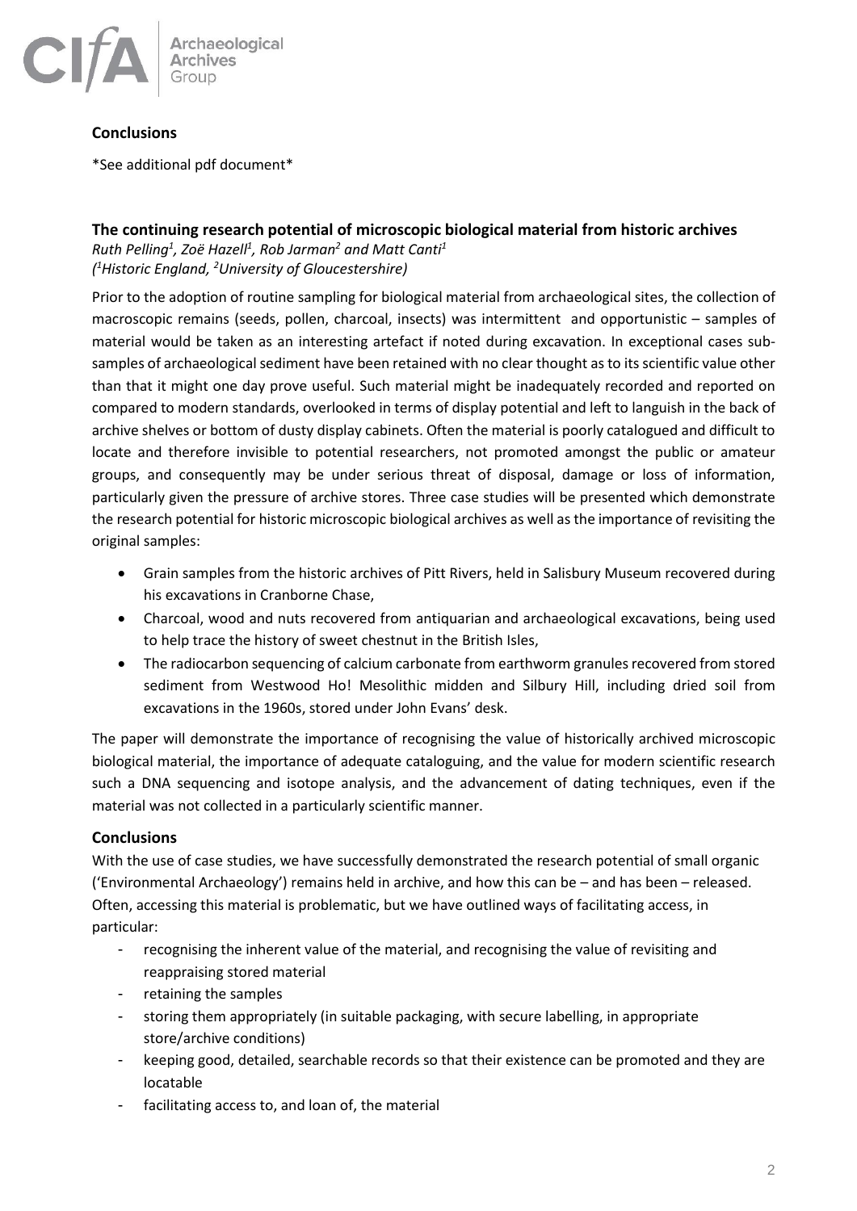## Conclusions

*See additional pdf document*

## The continuing research potential of microscopic biological material from historic archives

*Ruth Pelling[1], Zoë Hazell[1], Rob Jarman[2] and Matt Canti[1]*
*([1]Historic England, [2]University of Gloucestershire)*

Prior to the adoption of routine sampling for biological material from archaeological sites, the collection of macroscopic remains (seeds, pollen, charcoal, insects) was intermittent and opportunistic – samples of material would be taken as an interesting artefact if noted during excavation. In exceptional cases sub-samples of archaeological sediment have been retained with no clear thought as to its scientific value other than that it might one day prove useful. Such material might be inadequately recorded and reported on compared to modern standards, overlooked in terms of display potential and left to languish in the back of archive shelves or bottom of dusty display cabinets. Often the material is poorly catalogued and difficult to locate and therefore invisible to potential researchers, not promoted amongst the public or amateur groups, and consequently may be under serious threat of disposal, damage or loss of information, particularly given the pressure of archive stores. Three case studies will be presented which demonstrate the research potential for historic microscopic biological archives as well as the importance of revisiting the original samples:

- Grain samples from the historic archives of Pitt Rivers, held in Salisbury Museum recovered during his excavations in Cranborne Chase,
- Charcoal, wood and nuts recovered from antiquarian and archaeological excavations, being used to help trace the history of sweet chestnut in the British Isles,
- The radiocarbon sequencing of calcium carbonate from earthworm granules recovered from stored sediment from Westwood Ho! Mesolithic midden and Silbury Hill, including dried soil from excavations in the 1960s, stored under John Evans' desk.

The paper will demonstrate the importance of recognising the value of historically archived microscopic biological material, the importance of adequate cataloguing, and the value for modern scientific research such a DNA sequencing and isotope analysis, and the advancement of dating techniques, even if the material was not collected in a particularly scientific manner.

### Conclusions

With the use of case studies, we have successfully demonstrated the research potential of small organic ('Environmental Archaeology') remains held in archive, and how this can be – and has been – released. Often, accessing this material is problematic, but we have outlined ways of facilitating access, in particular:

- recognising the inherent value of the material, and recognising the value of revisiting and reappraising stored material
- retaining the samples
- storing them appropriately (in suitable packaging, with secure labelling, in appropriate store/archive conditions)
- keeping good, detailed, searchable records so that their existence can be promoted and they are locatable
- facilitating access to, and loan of, the material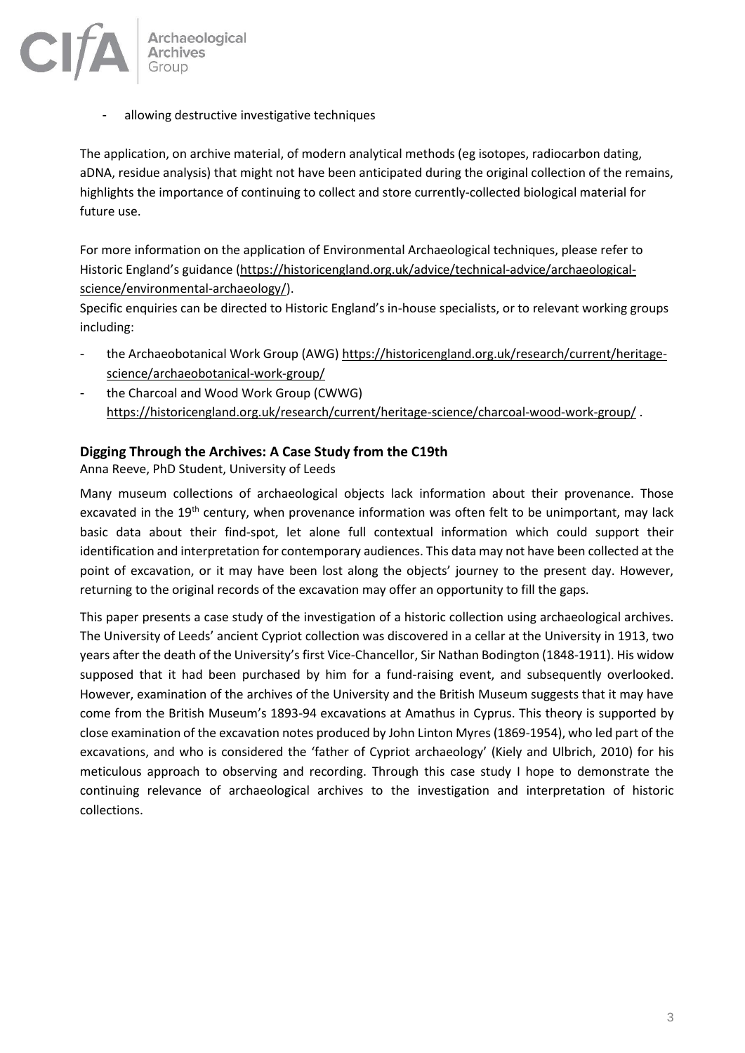- allowing destructive investigative techniques

The application, on archive material, of modern analytical methods (eg isotopes, radiocarbon dating, aDNA, residue analysis) that might not have been anticipated during the original collection of the remains, highlights the importance of continuing to collect and store currently-collected biological material for future use.

For more information on the application of Environmental Archaeological techniques, please refer to Historic England's guidance (https://historicengland.org.uk/advice/technical-advice/archaeological-science/environmental-archaeology/).

Specific enquiries can be directed to Historic England's in-house specialists, or to relevant working groups including:

- the Archaeobotanical Work Group (AWG) https://historicengland.org.uk/research/current/heritage-science/archaeobotanical-work-group/
- the Charcoal and Wood Work Group (CWWG) https://historicengland.org.uk/research/current/heritage-science/charcoal-wood-work-group/ .

## Digging Through the Archives: A Case Study from the C19th

Anna Reeve, PhD Student, University of Leeds

Many museum collections of archaeological objects lack information about their provenance. Those excavated in the 19th century, when provenance information was often felt to be unimportant, may lack basic data about their find-spot, let alone full contextual information which could support their identification and interpretation for contemporary audiences. This data may not have been collected at the point of excavation, or it may have been lost along the objects' journey to the present day. However, returning to the original records of the excavation may offer an opportunity to fill the gaps.

This paper presents a case study of the investigation of a historic collection using archaeological archives. The University of Leeds' ancient Cypriot collection was discovered in a cellar at the University in 1913, two years after the death of the University's first Vice-Chancellor, Sir Nathan Bodington (1848-1911). His widow supposed that it had been purchased by him for a fund-raising event, and subsequently overlooked. However, examination of the archives of the University and the British Museum suggests that it may have come from the British Museum's 1893-94 excavations at Amathus in Cyprus. This theory is supported by close examination of the excavation notes produced by John Linton Myres (1869-1954), who led part of the excavations, and who is considered the 'father of Cypriot archaeology' (Kiely and Ulbrich, 2010) for his meticulous approach to observing and recording. Through this case study I hope to demonstrate the continuing relevance of archaeological archives to the investigation and interpretation of historic collections.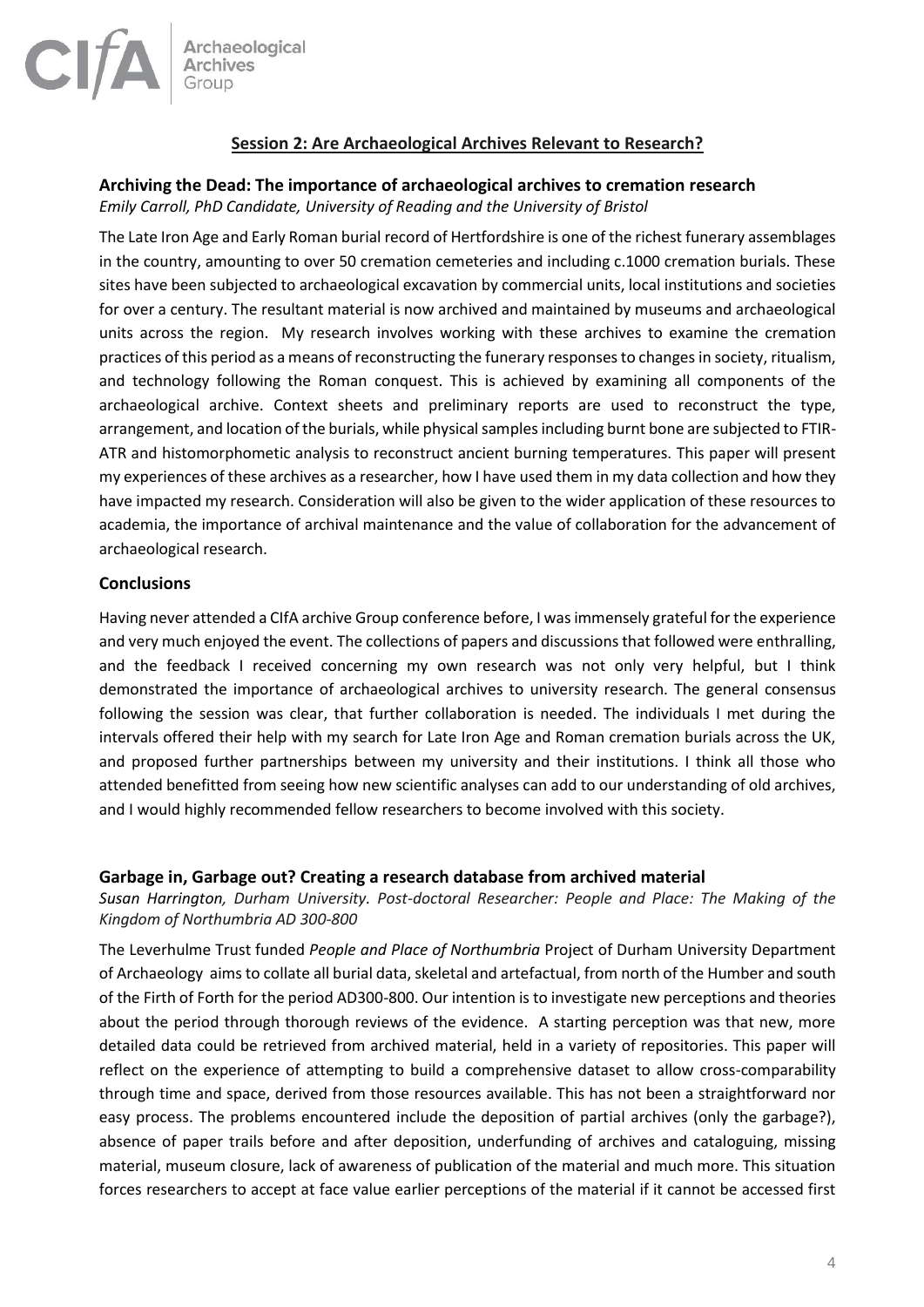## Session 2: Are Archaeological Archives Relevant to Research?

### Archiving the Dead: The importance of archaeological archives to cremation research

*Emily Carroll, PhD Candidate, University of Reading and the University of Bristol*

The Late Iron Age and Early Roman burial record of Hertfordshire is one of the richest funerary assemblages in the country, amounting to over 50 cremation cemeteries and including c.1000 cremation burials. These sites have been subjected to archaeological excavation by commercial units, local institutions and societies for over a century. The resultant material is now archived and maintained by museums and archaeological units across the region. My research involves working with these archives to examine the cremation practices of this period as a means of reconstructing the funerary responses to changes in society, ritualism, and technology following the Roman conquest. This is achieved by examining all components of the archaeological archive. Context sheets and preliminary reports are used to reconstruct the type, arrangement, and location of the burials, while physical samples including burnt bone are subjected to FTIR-ATR and histomorphometic analysis to reconstruct ancient burning temperatures. This paper will present my experiences of these archives as a researcher, how I have used them in my data collection and how they have impacted my research. Consideration will also be given to the wider application of these resources to academia, the importance of archival maintenance and the value of collaboration for the advancement of archaeological research.

### Conclusions

Having never attended a CIfA archive Group conference before, I was immensely grateful for the experience and very much enjoyed the event. The collections of papers and discussions that followed were enthralling, and the feedback I received concerning my own research was not only very helpful, but I think demonstrated the importance of archaeological archives to university research. The general consensus following the session was clear, that further collaboration is needed. The individuals I met during the intervals offered their help with my search for Late Iron Age and Roman cremation burials across the UK, and proposed further partnerships between my university and their institutions. I think all those who attended benefitted from seeing how new scientific analyses can add to our understanding of old archives, and I would highly recommended fellow researchers to become involved with this society.

### Garbage in, Garbage out? Creating a research database from archived material

*Susan Harrington, Durham University. Post-doctoral Researcher: People and Place: The Making of the Kingdom of Northumbria AD 300-800*

The Leverhulme Trust funded *People and Place of Northumbria* Project of Durham University Department of Archaeology aims to collate all burial data, skeletal and artefactual, from north of the Humber and south of the Firth of Forth for the period AD300-800. Our intention is to investigate new perceptions and theories about the period through thorough reviews of the evidence. A starting perception was that new, more detailed data could be retrieved from archived material, held in a variety of repositories. This paper will reflect on the experience of attempting to build a comprehensive dataset to allow cross-comparability through time and space, derived from those resources available. This has not been a straightforward nor easy process. The problems encountered include the deposition of partial archives (only the garbage?), absence of paper trails before and after deposition, underfunding of archives and cataloguing, missing material, museum closure, lack of awareness of publication of the material and much more. This situation forces researchers to accept at face value earlier perceptions of the material if it cannot be accessed first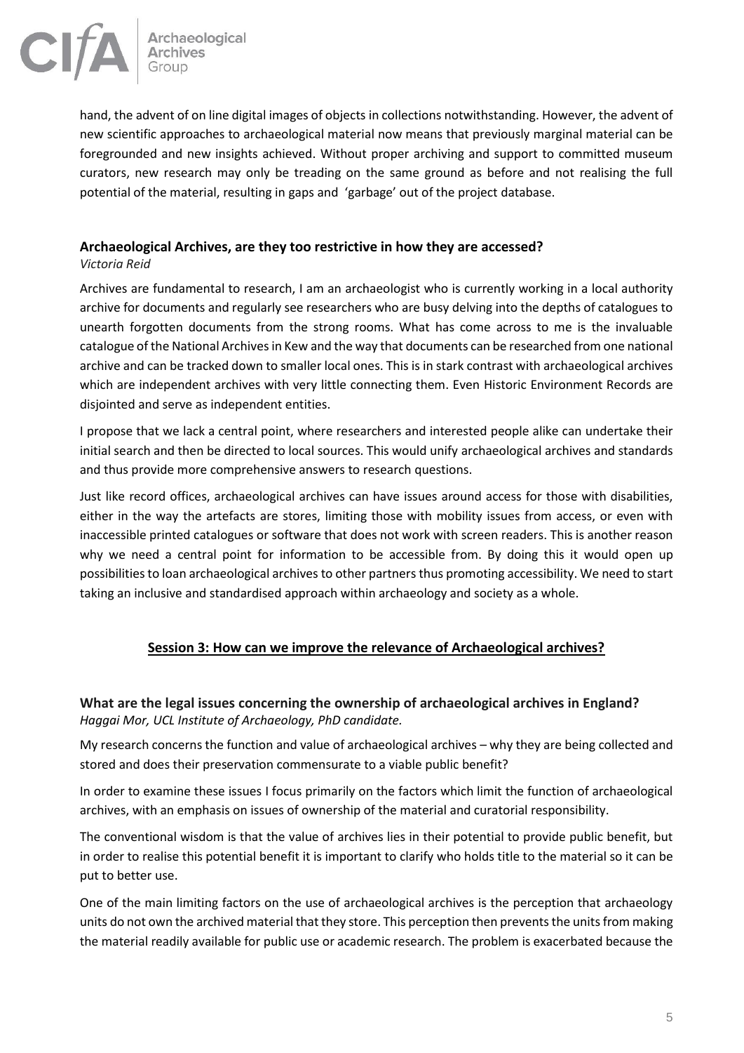hand, the advent of on line digital images of objects in collections notwithstanding. However, the advent of new scientific approaches to archaeological material now means that previously marginal material can be foregrounded and new insights achieved. Without proper archiving and support to committed museum curators, new research may only be treading on the same ground as before and not realising the full potential of the material, resulting in gaps and 'garbage' out of the project database.

### Archaeological Archives, are they too restrictive in how they are accessed?

*Victoria Reid*

Archives are fundamental to research, I am an archaeologist who is currently working in a local authority archive for documents and regularly see researchers who are busy delving into the depths of catalogues to unearth forgotten documents from the strong rooms. What has come across to me is the invaluable catalogue of the National Archives in Kew and the way that documents can be researched from one national archive and can be tracked down to smaller local ones. This is in stark contrast with archaeological archives which are independent archives with very little connecting them. Even Historic Environment Records are disjointed and serve as independent entities.

I propose that we lack a central point, where researchers and interested people alike can undertake their initial search and then be directed to local sources. This would unify archaeological archives and standards and thus provide more comprehensive answers to research questions.

Just like record offices, archaeological archives can have issues around access for those with disabilities, either in the way the artefacts are stores, limiting those with mobility issues from access, or even with inaccessible printed catalogues or software that does not work with screen readers. This is another reason why we need a central point for information to be accessible from. By doing this it would open up possibilities to loan archaeological archives to other partners thus promoting accessibility. We need to start taking an inclusive and standardised approach within archaeology and society as a whole.

## Session 3: How can we improve the relevance of Archaeological archives?

### What are the legal issues concerning the ownership of archaeological archives in England?

*Haggai Mor, UCL Institute of Archaeology, PhD candidate.*

My research concerns the function and value of archaeological archives – why they are being collected and stored and does their preservation commensurate to a viable public benefit?

In order to examine these issues I focus primarily on the factors which limit the function of archaeological archives, with an emphasis on issues of ownership of the material and curatorial responsibility.

The conventional wisdom is that the value of archives lies in their potential to provide public benefit, but in order to realise this potential benefit it is important to clarify who holds title to the material so it can be put to better use.

One of the main limiting factors on the use of archaeological archives is the perception that archaeology units do not own the archived material that they store. This perception then prevents the units from making the material readily available for public use or academic research. The problem is exacerbated because the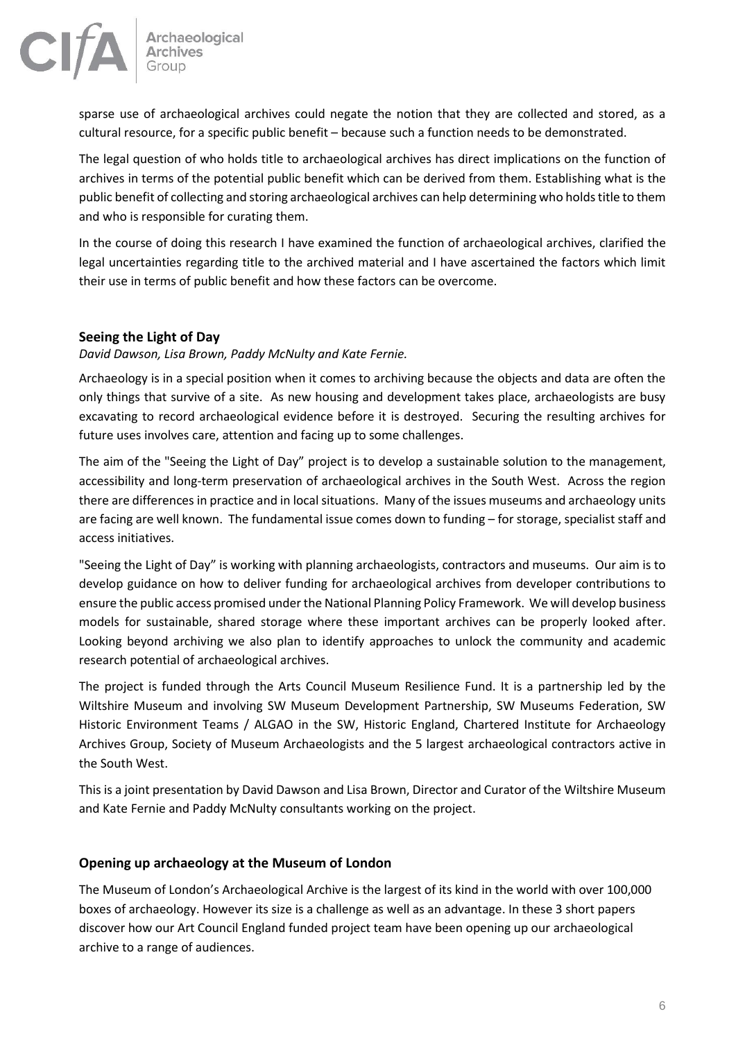sparse use of archaeological archives could negate the notion that they are collected and stored, as a cultural resource, for a specific public benefit – because such a function needs to be demonstrated.

The legal question of who holds title to archaeological archives has direct implications on the function of archives in terms of the potential public benefit which can be derived from them. Establishing what is the public benefit of collecting and storing archaeological archives can help determining who holds title to them and who is responsible for curating them.

In the course of doing this research I have examined the function of archaeological archives, clarified the legal uncertainties regarding title to the archived material and I have ascertained the factors which limit their use in terms of public benefit and how these factors can be overcome.

## Seeing the Light of Day

*David Dawson, Lisa Brown, Paddy McNulty and Kate Fernie.*

Archaeology is in a special position when it comes to archiving because the objects and data are often the only things that survive of a site. As new housing and development takes place, archaeologists are busy excavating to record archaeological evidence before it is destroyed. Securing the resulting archives for future uses involves care, attention and facing up to some challenges.

The aim of the "Seeing the Light of Day" project is to develop a sustainable solution to the management, accessibility and long-term preservation of archaeological archives in the South West. Across the region there are differences in practice and in local situations. Many of the issues museums and archaeology units are facing are well known. The fundamental issue comes down to funding – for storage, specialist staff and access initiatives.

"Seeing the Light of Day" is working with planning archaeologists, contractors and museums. Our aim is to develop guidance on how to deliver funding for archaeological archives from developer contributions to ensure the public access promised under the National Planning Policy Framework. We will develop business models for sustainable, shared storage where these important archives can be properly looked after. Looking beyond archiving we also plan to identify approaches to unlock the community and academic research potential of archaeological archives.

The project is funded through the Arts Council Museum Resilience Fund. It is a partnership led by the Wiltshire Museum and involving SW Museum Development Partnership, SW Museums Federation, SW Historic Environment Teams / ALGAO in the SW, Historic England, Chartered Institute for Archaeology Archives Group, Society of Museum Archaeologists and the 5 largest archaeological contractors active in the South West.

This is a joint presentation by David Dawson and Lisa Brown, Director and Curator of the Wiltshire Museum and Kate Fernie and Paddy McNulty consultants working on the project.

## Opening up archaeology at the Museum of London

The Museum of London's Archaeological Archive is the largest of its kind in the world with over 100,000 boxes of archaeology. However its size is a challenge as well as an advantage. In these 3 short papers discover how our Art Council England funded project team have been opening up our archaeological archive to a range of audiences.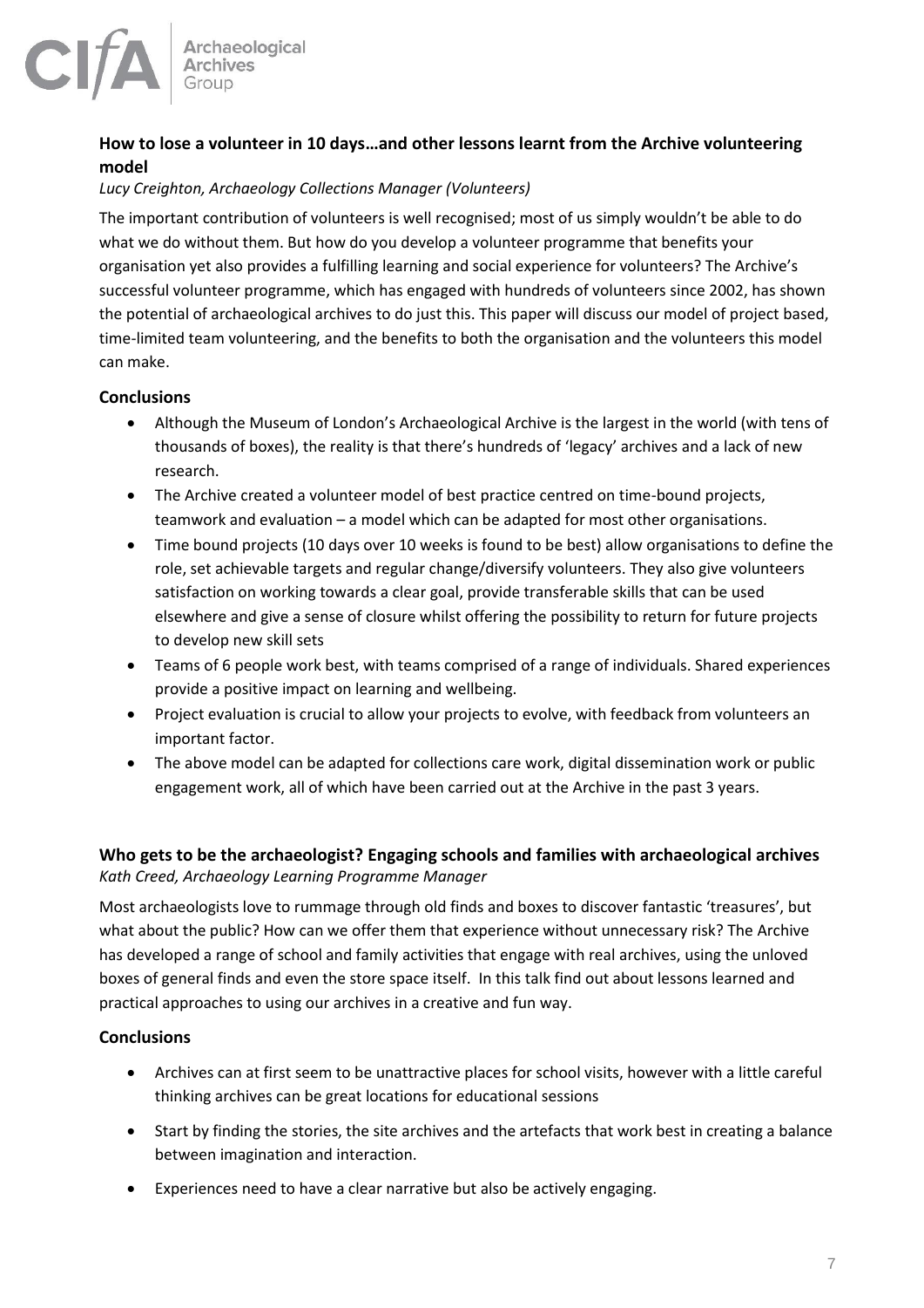## How to lose a volunteer in 10 days…and other lessons learnt from the Archive volunteering model

*Lucy Creighton, Archaeology Collections Manager (Volunteers)*

The important contribution of volunteers is well recognised; most of us simply wouldn't be able to do what we do without them. But how do you develop a volunteer programme that benefits your organisation yet also provides a fulfilling learning and social experience for volunteers? The Archive's successful volunteer programme, which has engaged with hundreds of volunteers since 2002, has shown the potential of archaeological archives to do just this. This paper will discuss our model of project based, time-limited team volunteering, and the benefits to both the organisation and the volunteers this model can make.

### Conclusions

- Although the Museum of London's Archaeological Archive is the largest in the world (with tens of thousands of boxes), the reality is that there's hundreds of 'legacy' archives and a lack of new research.
- The Archive created a volunteer model of best practice centred on time-bound projects, teamwork and evaluation – a model which can be adapted for most other organisations.
- Time bound projects (10 days over 10 weeks is found to be best) allow organisations to define the role, set achievable targets and regular change/diversify volunteers. They also give volunteers satisfaction on working towards a clear goal, provide transferable skills that can be used elsewhere and give a sense of closure whilst offering the possibility to return for future projects to develop new skill sets
- Teams of 6 people work best, with teams comprised of a range of individuals. Shared experiences provide a positive impact on learning and wellbeing.
- Project evaluation is crucial to allow your projects to evolve, with feedback from volunteers an important factor.
- The above model can be adapted for collections care work, digital dissemination work or public engagement work, all of which have been carried out at the Archive in the past 3 years.

## Who gets to be the archaeologist? Engaging schools and families with archaeological archives

*Kath Creed, Archaeology Learning Programme Manager*

Most archaeologists love to rummage through old finds and boxes to discover fantastic 'treasures', but what about the public? How can we offer them that experience without unnecessary risk? The Archive has developed a range of school and family activities that engage with real archives, using the unloved boxes of general finds and even the store space itself. In this talk find out about lessons learned and practical approaches to using our archives in a creative and fun way.

### Conclusions

- Archives can at first seem to be unattractive places for school visits, however with a little careful thinking archives can be great locations for educational sessions
- Start by finding the stories, the site archives and the artefacts that work best in creating a balance between imagination and interaction.
- Experiences need to have a clear narrative but also be actively engaging.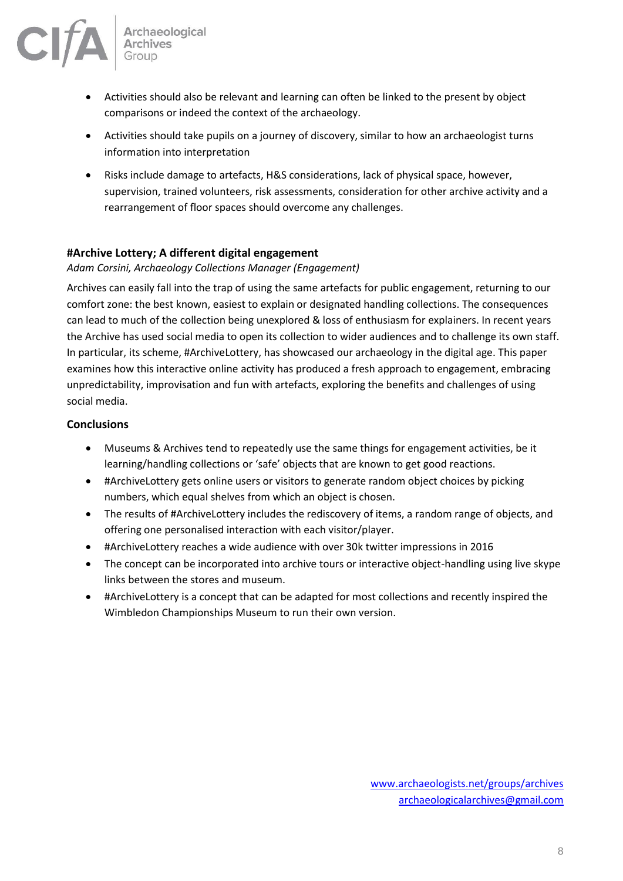- Activities should also be relevant and learning can often be linked to the present by object comparisons or indeed the context of the archaeology.
- Activities should take pupils on a journey of discovery, similar to how an archaeologist turns information into interpretation
- Risks include damage to artefacts, H&S considerations, lack of physical space, however, supervision, trained volunteers, risk assessments, consideration for other archive activity and a rearrangement of floor spaces should overcome any challenges.

### #Archive Lottery; A different digital engagement

*Adam Corsini, Archaeology Collections Manager (Engagement)*

Archives can easily fall into the trap of using the same artefacts for public engagement, returning to our comfort zone: the best known, easiest to explain or designated handling collections. The consequences can lead to much of the collection being unexplored & loss of enthusiasm for explainers. In recent years the Archive has used social media to open its collection to wider audiences and to challenge its own staff. In particular, its scheme, #ArchiveLottery, has showcased our archaeology in the digital age. This paper examines how this interactive online activity has produced a fresh approach to engagement, embracing unpredictability, improvisation and fun with artefacts, exploring the benefits and challenges of using social media.

#### Conclusions

- Museums & Archives tend to repeatedly use the same things for engagement activities, be it learning/handling collections or 'safe' objects that are known to get good reactions.
- #ArchiveLottery gets online users or visitors to generate random object choices by picking numbers, which equal shelves from which an object is chosen.
- The results of #ArchiveLottery includes the rediscovery of items, a random range of objects, and offering one personalised interaction with each visitor/player.
- #ArchiveLottery reaches a wide audience with over 30k twitter impressions in 2016
- The concept can be incorporated into archive tours or interactive object-handling using live skype links between the stores and museum.
- #ArchiveLottery is a concept that can be adapted for most collections and recently inspired the Wimbledon Championships Museum to run their own version.